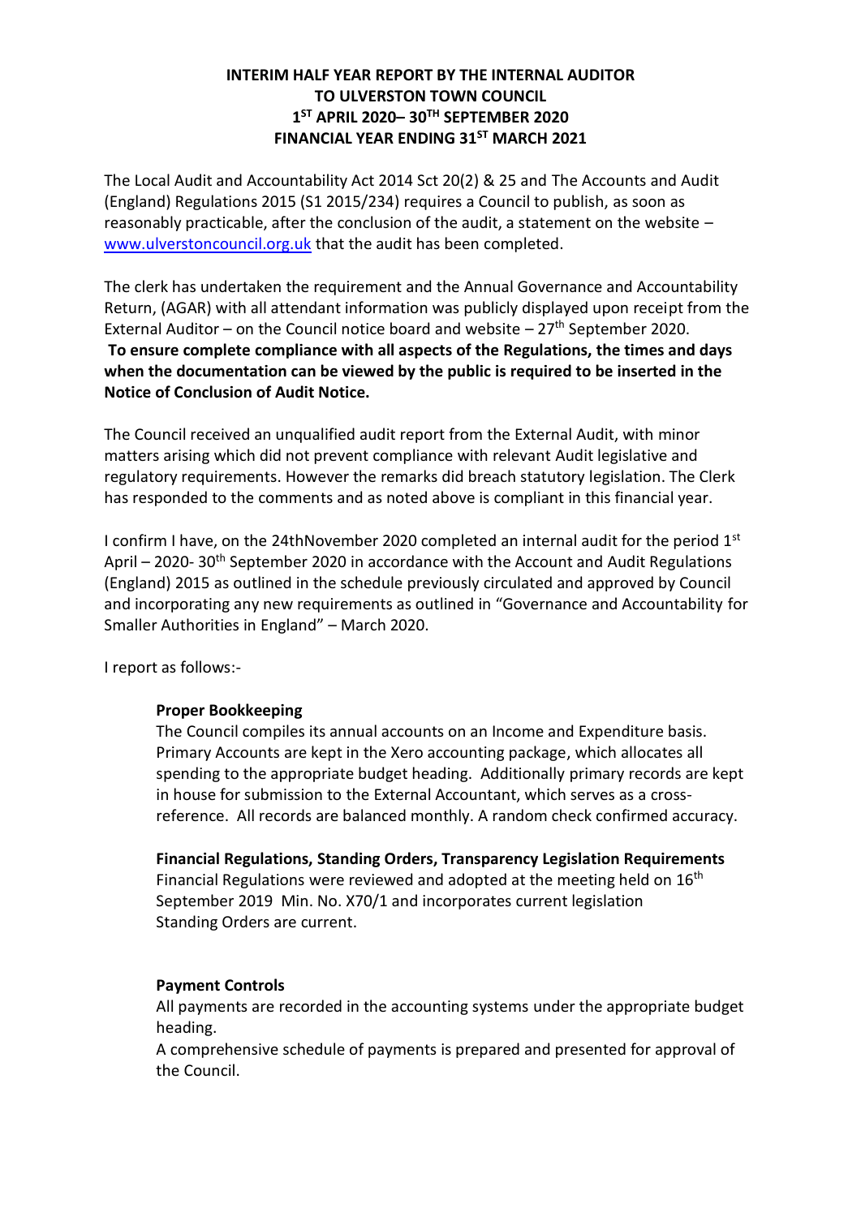# INTERIM HALF YEAR REPORT BY THE INTERNAL AUDITOR TO ULVERSTON TOWN COUNCIL 1ST APRIL 2020– 30TH SEPTEMBER 2020 FINANCIAL YEAR ENDING 31ST MARCH 2021

The Local Audit and Accountability Act 2014 Sct 20(2) & 25 and The Accounts and Audit (England) Regulations 2015 (S1 2015/234) requires a Council to publish, as soon as reasonably practicable, after the conclusion of the audit, a statement on the website – [www.ulverstoncouncil.org.uk](http://www.ulverstoncouncil.org.uk) that the audit has been completed.

The clerk has undertaken the requirement and the Annual Governance and Accountability Return, (AGAR) with all attendant information was publicly displayed upon receipt from the External Auditor – on the Council notice board and website – 27th September 2020.
**To ensure complete compliance with all aspects of the Regulations, the times and days when the documentation can be viewed by the public is required to be inserted in the Notice of Conclusion of Audit Notice.**

The Council received an unqualified audit report from the External Audit, with minor matters arising which did not prevent compliance with relevant Audit legislative and regulatory requirements. However the remarks did breach statutory legislation. The Clerk has responded to the comments and as noted above is compliant in this financial year.

I confirm I have, on the 24thNovember 2020 completed an internal audit for the period 1st April – 2020- 30th September 2020 in accordance with the Account and Audit Regulations (England) 2015 as outlined in the schedule previously circulated and approved by Council and incorporating any new requirements as outlined in "Governance and Accountability for Smaller Authorities in England" – March 2020.

I report as follows:-

**Proper Bookkeeping**
The Council compiles its annual accounts on an Income and Expenditure basis. Primary Accounts are kept in the Xero accounting package, which allocates all spending to the appropriate budget heading. Additionally primary records are kept in house for submission to the External Accountant, which serves as a cross-reference. All records are balanced monthly. A random check confirmed accuracy.

**Financial Regulations, Standing Orders, Transparency Legislation Requirements**
Financial Regulations were reviewed and adopted at the meeting held on 16th September 2019 Min. No. X70/1 and incorporates current legislation
Standing Orders are current.

**Payment Controls**
All payments are recorded in the accounting systems under the appropriate budget heading.
A comprehensive schedule of payments is prepared and presented for approval of the Council.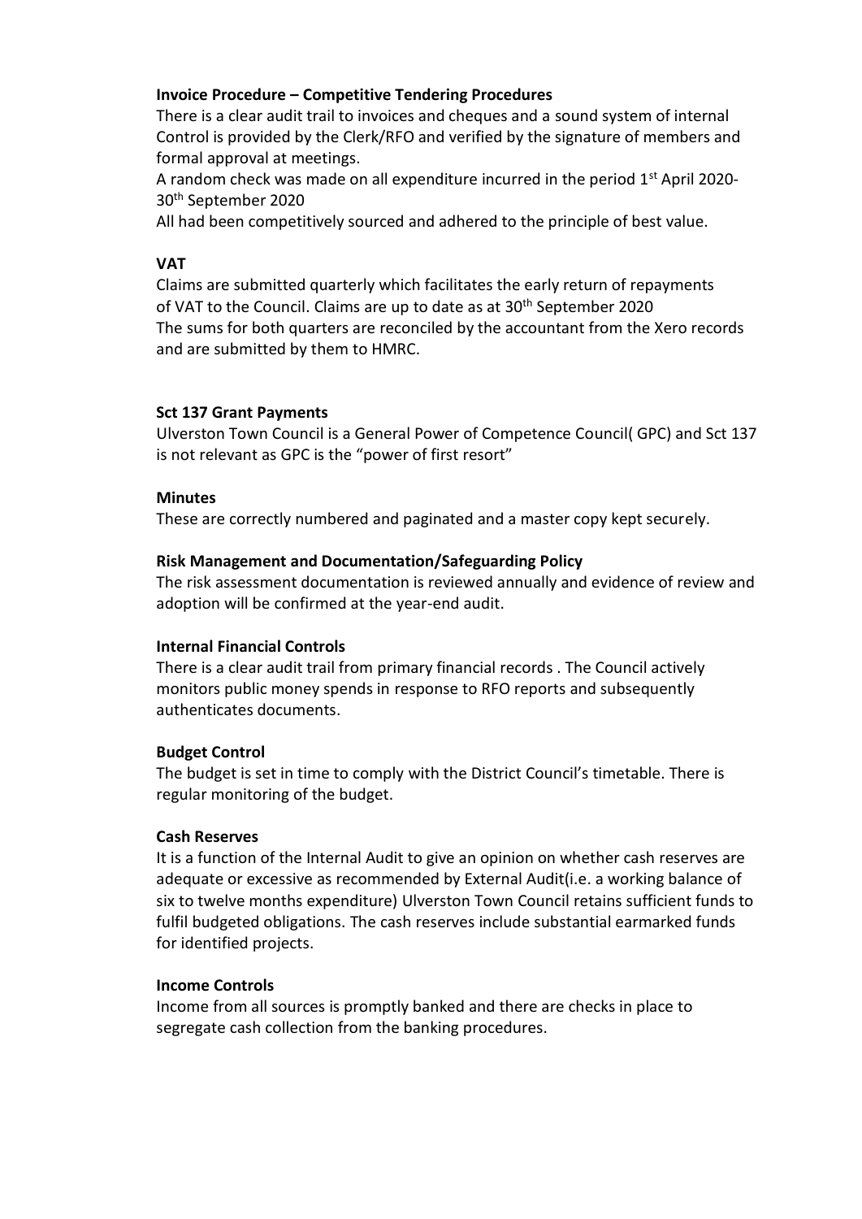**Invoice Procedure – Competitive Tendering Procedures**

There is a clear audit trail to invoices and cheques and a sound system of internal Control is provided by the Clerk/RFO and verified by the signature of members and formal approval at meetings.

A random check was made on all expenditure incurred in the period 1st April 2020-30th September 2020

All had been competitively sourced and adhered to the principle of best value.

**VAT**

Claims are submitted quarterly which facilitates the early return of repayments of VAT to the Council. Claims are up to date as at 30th September 2020

The sums for both quarters are reconciled by the accountant from the Xero records and are submitted by them to HMRC.

**Sct 137 Grant Payments**

Ulverston Town Council is a General Power of Competence Council( GPC) and Sct 137 is not relevant as GPC is the "power of first resort"

**Minutes**

These are correctly numbered and paginated and a master copy kept securely.

**Risk Management and Documentation/Safeguarding Policy**

The risk assessment documentation is reviewed annually and evidence of review and adoption will be confirmed at the year-end audit.

**Internal Financial Controls**

There is a clear audit trail from primary financial records . The Council actively monitors public money spends in response to RFO reports and subsequently authenticates documents.

**Budget Control**

The budget is set in time to comply with the District Council's timetable. There is regular monitoring of the budget.

**Cash Reserves**

It is a function of the Internal Audit to give an opinion on whether cash reserves are adequate or excessive as recommended by External Audit(i.e. a working balance of six to twelve months expenditure) Ulverston Town Council retains sufficient funds to fulfil budgeted obligations. The cash reserves include substantial earmarked funds for identified projects.

**Income Controls**

Income from all sources is promptly banked and there are checks in place to segregate cash collection from the banking procedures.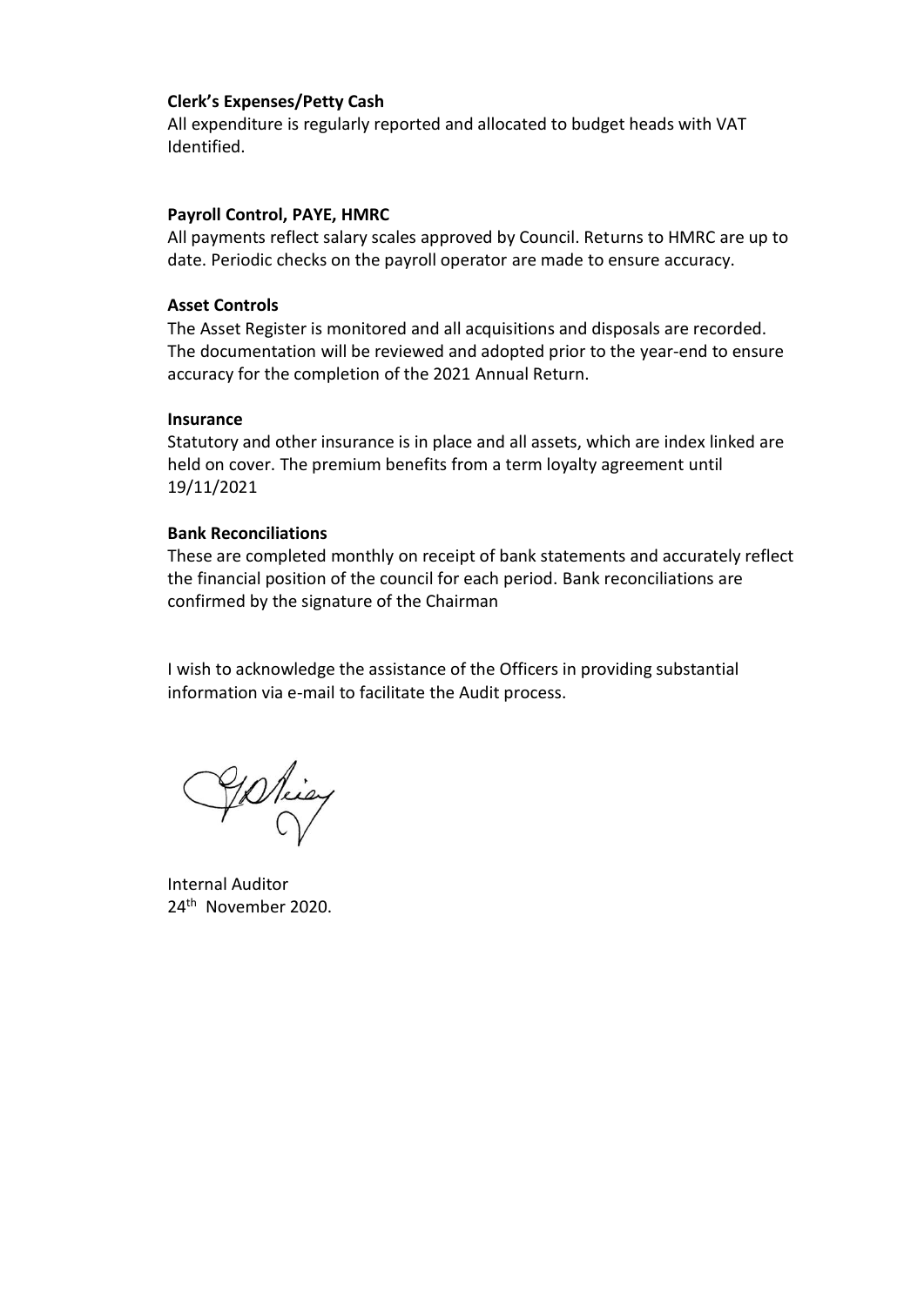**Clerk's Expenses/Petty Cash**

All expenditure is regularly reported and allocated to budget heads with VAT Identified.

**Payroll Control, PAYE, HMRC**

All payments reflect salary scales approved by Council. Returns to HMRC are up to date. Periodic checks on the payroll operator are made to ensure accuracy.

**Asset Controls**

The Asset Register is monitored and all acquisitions and disposals are recorded. The documentation will be reviewed and adopted prior to the year-end to ensure accuracy for the completion of the 2021 Annual Return.

**Insurance**

Statutory and other insurance is in place and all assets, which are index linked are held on cover. The premium benefits from a term loyalty agreement until 19/11/2021

**Bank Reconciliations**

These are completed monthly on receipt of bank statements and accurately reflect the financial position of the council for each period. Bank reconciliations are confirmed by the signature of the Chairman

I wish to acknowledge the assistance of the Officers in providing substantial information via e-mail to facilitate the Audit process.

Internal Auditor
24th November 2020.